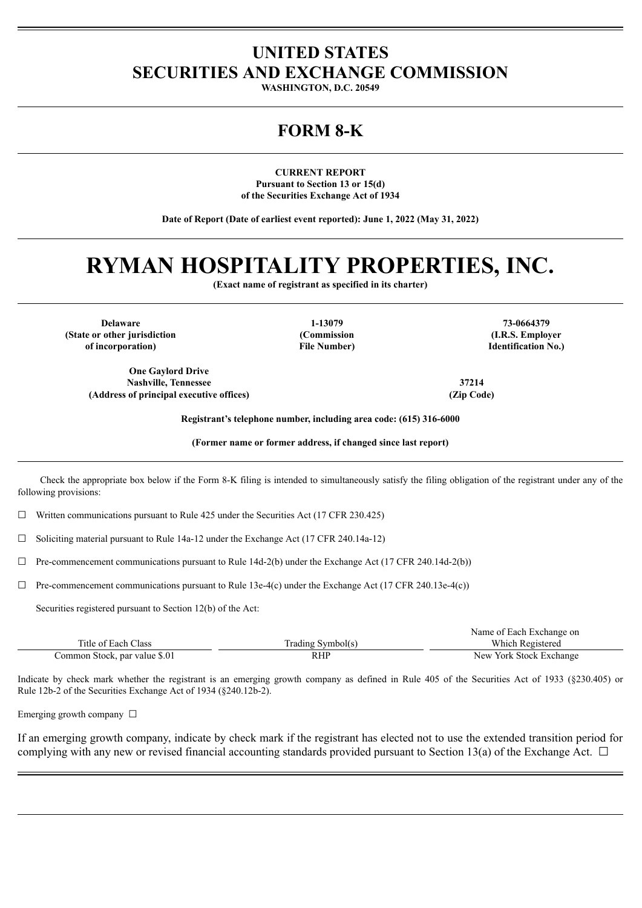# UNITED STATES
# SECURITIES AND EXCHANGE COMMISSION

**WASHINGTON, D.C. 20549**

---

## FORM 8-K

---

**CURRENT REPORT**
**Pursuant to Section 13 or 15(d)**
**of the Securities Exchange Act of 1934**

**Date of Report (Date of earliest event reported): June 1, 2022 (May 31, 2022)**

---

# RYMAN HOSPITALITY PROPERTIES, INC.

**(Exact name of registrant as specified in its charter)**

---

| **Delaware** | **1-13079** | **73-0664379** |
|---|---|---|
| **(State or other jurisdiction of incorporation)** | **(Commission File Number)** | **(I.R.S. Employer Identification No.)** |

| **One Gaylord Drive Nashville, Tennessee** | **37214** |
|---|---|
| **(Address of principal executive offices)** | **(Zip Code)** |

**Registrant's telephone number, including area code: (615) 316-6000**

**(Former name or former address, if changed since last report)**

---

Check the appropriate box below if the Form 8-K filing is intended to simultaneously satisfy the filing obligation of the registrant under any of the following provisions:

☐ Written communications pursuant to Rule 425 under the Securities Act (17 CFR 230.425)

☐ Soliciting material pursuant to Rule 14a-12 under the Exchange Act (17 CFR 240.14a-12)

☐ Pre-commencement communications pursuant to Rule 14d-2(b) under the Exchange Act (17 CFR 240.14d-2(b))

☐ Pre-commencement communications pursuant to Rule 13e-4(c) under the Exchange Act (17 CFR 240.13e-4(c))

Securities registered pursuant to Section 12(b) of the Act:

| Title of Each Class | Trading Symbol(s) | Name of Each Exchange on Which Registered |
|---|---|---|
| Common Stock, par value $.01 | RHP | New York Stock Exchange |

Indicate by check mark whether the registrant is an emerging growth company as defined in Rule 405 of the Securities Act of 1933 (§230.405) or Rule 12b-2 of the Securities Exchange Act of 1934 (§240.12b-2).

Emerging growth company ☐

If an emerging growth company, indicate by check mark if the registrant has elected not to use the extended transition period for complying with any new or revised financial accounting standards provided pursuant to Section 13(a) of the Exchange Act. ☐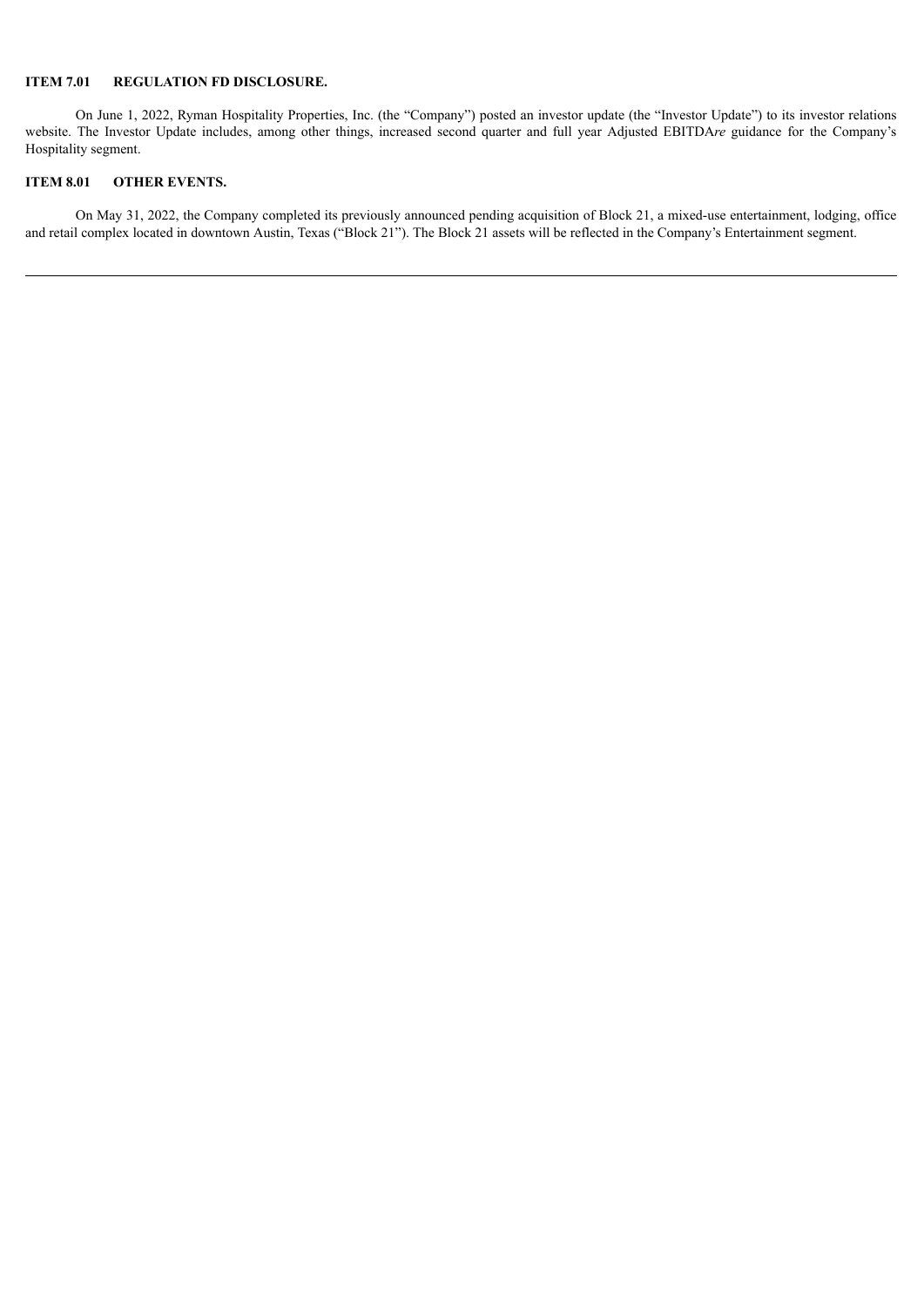**ITEM 7.01 REGULATION FD DISCLOSURE.**

On June 1, 2022, Ryman Hospitality Properties, Inc. (the "Company") posted an investor update (the "Investor Update") to its investor relations website. The Investor Update includes, among other things, increased second quarter and full year Adjusted EBITDA*re* guidance for the Company's Hospitality segment.

**ITEM 8.01 OTHER EVENTS.**

On May 31, 2022, the Company completed its previously announced pending acquisition of Block 21, a mixed-use entertainment, lodging, office and retail complex located in downtown Austin, Texas ("Block 21"). The Block 21 assets will be reflected in the Company's Entertainment segment.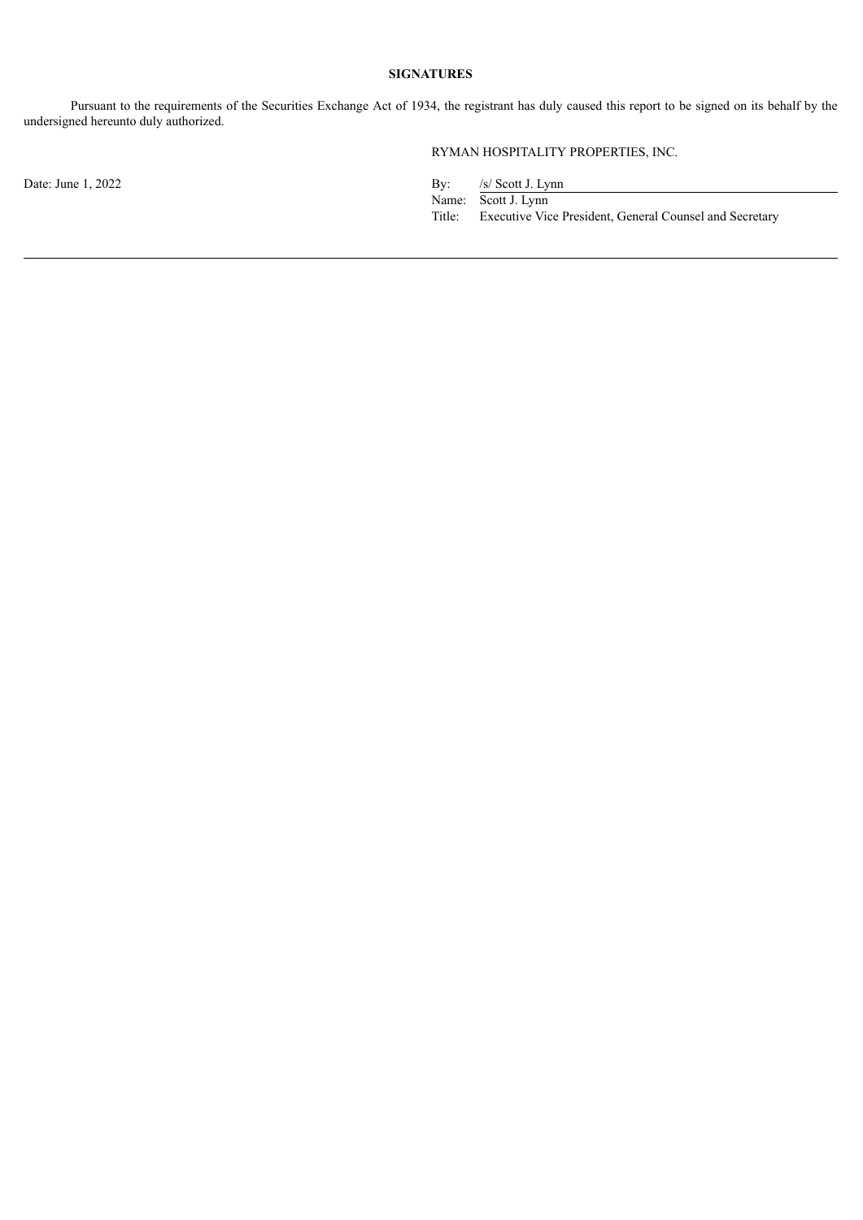**SIGNATURES**

Pursuant to the requirements of the Securities Exchange Act of 1934, the registrant has duly caused this report to be signed on its behalf by the undersigned hereunto duly authorized.

RYMAN HOSPITALITY PROPERTIES, INC.

Date: June 1, 2022

By: /s/ Scott J. Lynn
Name: Scott J. Lynn
Title: Executive Vice President, General Counsel and Secretary